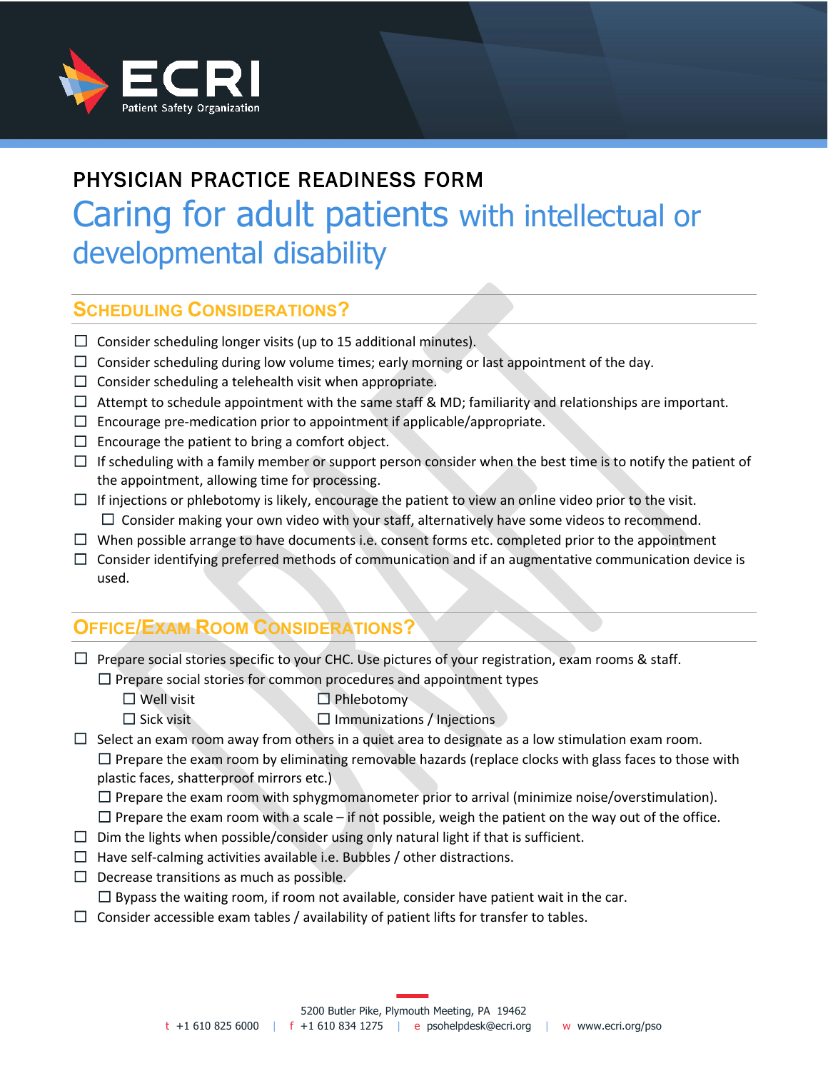ECRI Patient Safety Organization

# PHYSICIAN PRACTICE READINESS FORM

## Caring for adult patients with intellectual or developmental disability

### Scheduling Considerations?

- ☐ Consider scheduling longer visits (up to 15 additional minutes).
- ☐ Consider scheduling during low volume times; early morning or last appointment of the day.
- ☐ Consider scheduling a telehealth visit when appropriate.
- ☐ Attempt to schedule appointment with the same staff & MD; familiarity and relationships are important.
- ☐ Encourage pre-medication prior to appointment if applicable/appropriate.
- ☐ Encourage the patient to bring a comfort object.
- ☐ If scheduling with a family member or support person consider when the best time is to notify the patient of the appointment, allowing time for processing.
- ☐ If injections or phlebotomy is likely, encourage the patient to view an online video prior to the visit.
  - ☐ Consider making your own video with your staff, alternatively have some videos to recommend.
- ☐ When possible arrange to have documents i.e. consent forms etc. completed prior to the appointment
- ☐ Consider identifying preferred methods of communication and if an augmentative communication device is used.

### Office/Exam Room Considerations?

- ☐ Prepare social stories specific to your CHC. Use pictures of your registration, exam rooms & staff.
  - ☐ Prepare social stories for common procedures and appointment types
    - ☐ Well visit
    - ☐ Sick visit
    - ☐ Phlebotomy
    - ☐ Immunizations / Injections
- ☐ Select an exam room away from others in a quiet area to designate as a low stimulation exam room.
  - ☐ Prepare the exam room by eliminating removable hazards (replace clocks with glass faces to those with plastic faces, shatterproof mirrors etc.)
  - ☐ Prepare the exam room with sphygmomanometer prior to arrival (minimize noise/overstimulation).
  - ☐ Prepare the exam room with a scale – if not possible, weigh the patient on the way out of the office.
- ☐ Dim the lights when possible/consider using only natural light if that is sufficient.
- ☐ Have self-calming activities available i.e. Bubbles / other distractions.
- ☐ Decrease transitions as much as possible.
  - ☐ Bypass the waiting room, if room not available, consider have patient wait in the car.
- ☐ Consider accessible exam tables / availability of patient lifts for transfer to tables.

5200 Butler Pike, Plymouth Meeting, PA 19462
t +1 610 825 6000 | f +1 610 834 1275 | e psohelpdesk@ecri.org | w www.ecri.org/pso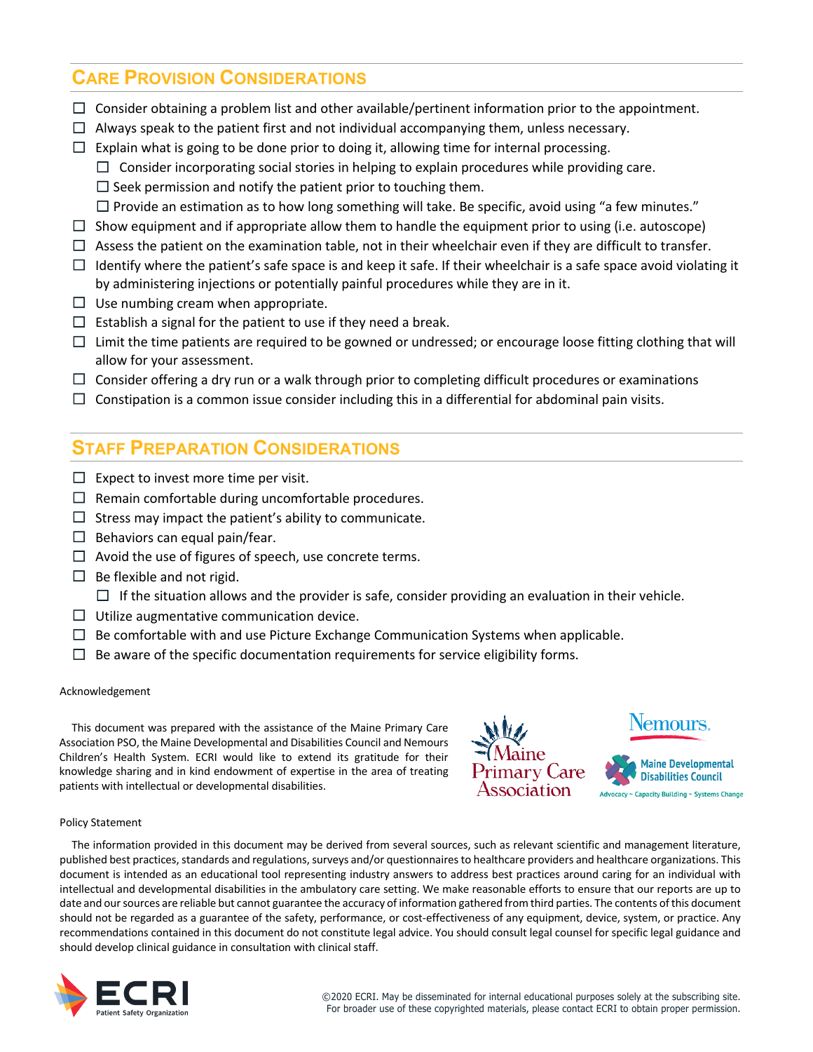## Care Provision Considerations

- ☐ Consider obtaining a problem list and other available/pertinent information prior to the appointment.
- ☐ Always speak to the patient first and not individual accompanying them, unless necessary.
- ☐ Explain what is going to be done prior to doing it, allowing time for internal processing.
  - ☐ Consider incorporating social stories in helping to explain procedures while providing care.
  - ☐ Seek permission and notify the patient prior to touching them.
  - ☐ Provide an estimation as to how long something will take. Be specific, avoid using "a few minutes."
- ☐ Show equipment and if appropriate allow them to handle the equipment prior to using (i.e. autoscope)
- ☐ Assess the patient on the examination table, not in their wheelchair even if they are difficult to transfer.
- ☐ Identify where the patient's safe space is and keep it safe. If their wheelchair is a safe space avoid violating it by administering injections or potentially painful procedures while they are in it.
- ☐ Use numbing cream when appropriate.
- ☐ Establish a signal for the patient to use if they need a break.
- ☐ Limit the time patients are required to be gowned or undressed; or encourage loose fitting clothing that will allow for your assessment.
- ☐ Consider offering a dry run or a walk through prior to completing difficult procedures or examinations
- ☐ Constipation is a common issue consider including this in a differential for abdominal pain visits.

## Staff Preparation Considerations

- ☐ Expect to invest more time per visit.
- ☐ Remain comfortable during uncomfortable procedures.
- ☐ Stress may impact the patient's ability to communicate.
- ☐ Behaviors can equal pain/fear.
- ☐ Avoid the use of figures of speech, use concrete terms.
- ☐ Be flexible and not rigid.
  - ☐ If the situation allows and the provider is safe, consider providing an evaluation in their vehicle.
- ☐ Utilize augmentative communication device.
- ☐ Be comfortable with and use Picture Exchange Communication Systems when applicable.
- ☐ Be aware of the specific documentation requirements for service eligibility forms.

Acknowledgement

This document was prepared with the assistance of the Maine Primary Care Association PSO, the Maine Developmental and Disabilities Council and Nemours Children's Health System. ECRI would like to extend its gratitude for their knowledge sharing and in kind endowment of expertise in the area of treating patients with intellectual or developmental disabilities.

Maine Primary Care Association

Nemours.

Maine Developmental Disabilities Council
Advocacy ~ Capacity Building ~ Systems Change

Policy Statement

The information provided in this document may be derived from several sources, such as relevant scientific and management literature, published best practices, standards and regulations, surveys and/or questionnaires to healthcare providers and healthcare organizations. This document is intended as an educational tool representing industry answers to address best practices around caring for an individual with intellectual and developmental disabilities in the ambulatory care setting. We make reasonable efforts to ensure that our reports are up to date and our sources are reliable but cannot guarantee the accuracy of information gathered from third parties. The contents of this document should not be regarded as a guarantee of the safety, performance, or cost-effectiveness of any equipment, device, system, or practice. Any recommendations contained in this document do not constitute legal advice. You should consult legal counsel for specific legal guidance and should develop clinical guidance in consultation with clinical staff.

ECRI Patient Safety Organization

©2020 ECRI. May be disseminated for internal educational purposes solely at the subscribing site. For broader use of these copyrighted materials, please contact ECRI to obtain proper permission.